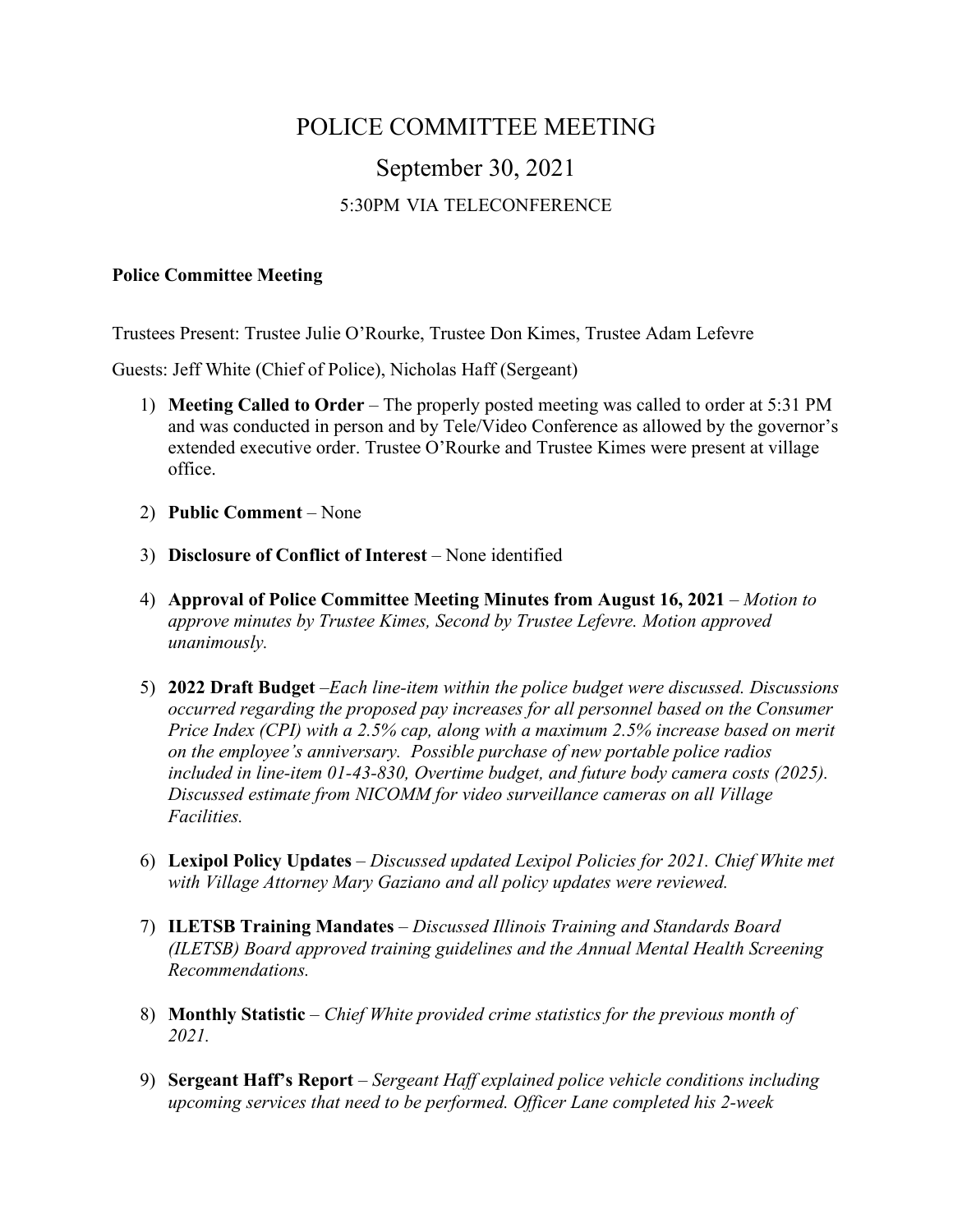# POLICE COMMITTEE MEETING

## September 30, 2021

### 5:30PM VIA TELECONFERENCE

**Police Committee Meeting**

Trustees Present: Trustee Julie O'Rourke, Trustee Don Kimes, Trustee Adam Lefevre

Guests: Jeff White (Chief of Police), Nicholas Haff (Sergeant)

1) **Meeting Called to Order** – The properly posted meeting was called to order at 5:31 PM and was conducted in person and by Tele/Video Conference as allowed by the governor's extended executive order. Trustee O'Rourke and Trustee Kimes were present at village office.

2) **Public Comment** – None

3) **Disclosure of Conflict of Interest** – None identified

4) **Approval of Police Committee Meeting Minutes from August 16, 2021** – *Motion to approve minutes by Trustee Kimes, Second by Trustee Lefevre. Motion approved unanimously.*

5) **2022 Draft Budget** –*Each line-item within the police budget were discussed. Discussions occurred regarding the proposed pay increases for all personnel based on the Consumer Price Index (CPI) with a 2.5% cap, along with a maximum 2.5% increase based on merit on the employee's anniversary. Possible purchase of new portable police radios included in line-item 01-43-830, Overtime budget, and future body camera costs (2025). Discussed estimate from NICOMM for video surveillance cameras on all Village Facilities.*

6) **Lexipol Policy Updates** – *Discussed updated Lexipol Policies for 2021. Chief White met with Village Attorney Mary Gaziano and all policy updates were reviewed.*

7) **ILETSB Training Mandates** – *Discussed Illinois Training and Standards Board (ILETSB) Board approved training guidelines and the Annual Mental Health Screening Recommendations.*

8) **Monthly Statistic** – *Chief White provided crime statistics for the previous month of 2021.*

9) **Sergeant Haff's Report** – *Sergeant Haff explained police vehicle conditions including upcoming services that need to be performed. Officer Lane completed his 2-week*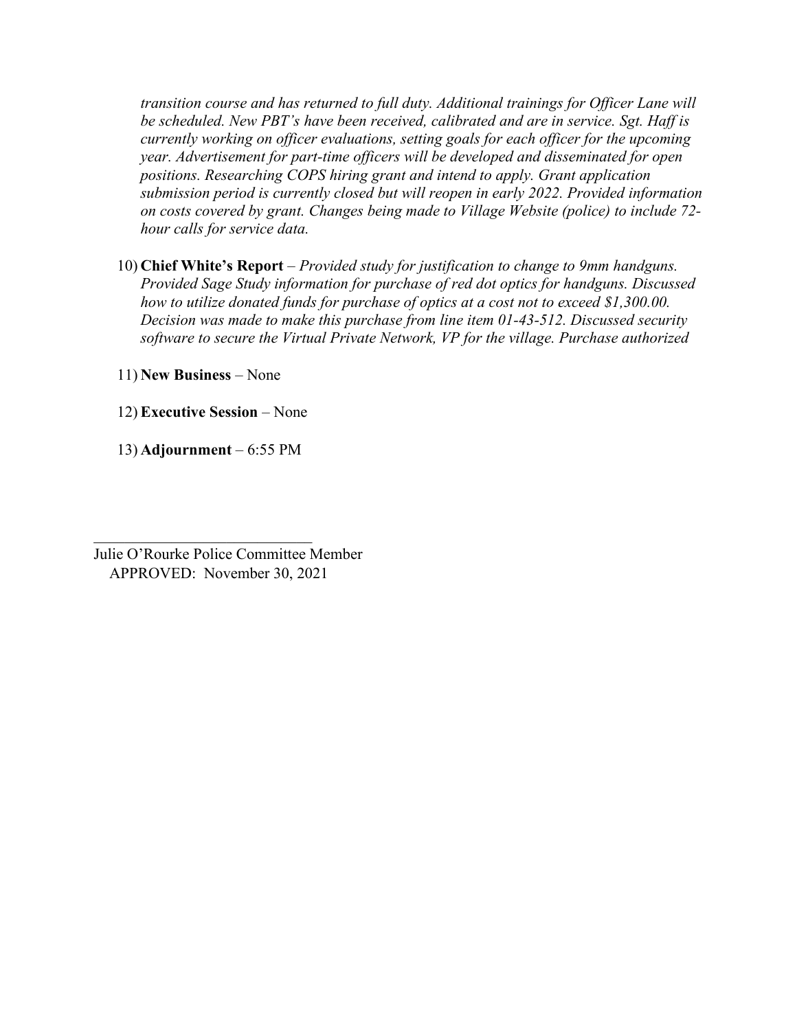*transition course and has returned to full duty. Additional trainings for Officer Lane will be scheduled. New PBT's have been received, calibrated and are in service. Sgt. Haff is currently working on officer evaluations, setting goals for each officer for the upcoming year. Advertisement for part-time officers will be developed and disseminated for open positions. Researching COPS hiring grant and intend to apply. Grant application submission period is currently closed but will reopen in early 2022. Provided information on costs covered by grant. Changes being made to Village Website (police) to include 72-hour calls for service data.*

10) **Chief White's Report** – *Provided study for justification to change to 9mm handguns. Provided Sage Study information for purchase of red dot optics for handguns. Discussed how to utilize donated funds for purchase of optics at a cost not to exceed $1,300.00. Decision was made to make this purchase from line item 01-43-512. Discussed security software to secure the Virtual Private Network, VP for the village. Purchase authorized*

11) **New Business** – None

12) **Executive Session** – None

13) **Adjournment** – 6:55 PM

\_\_\_\_\_\_\_\_\_\_\_\_\_\_\_\_\_\_\_\_\_\_\_\_\_\_\_\_\_\_

Julie O'Rourke Police Committee Member

APPROVED: November 30, 2021